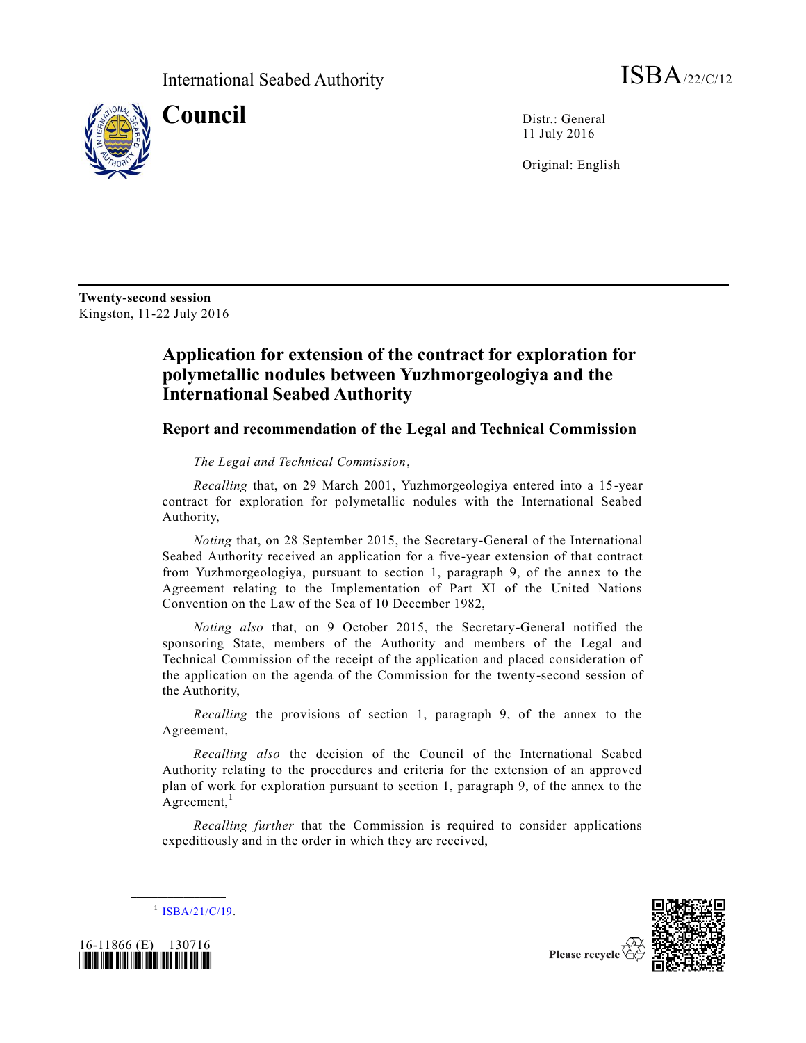International Seabed Authority ISBA/22/C/12

# Council

Distr.: General
11 July 2016

Original: English

**Twenty-second session**
Kingston, 11-22 July 2016

## Application for extension of the contract for exploration for polymetallic nodules between Yuzhmorgeologiya and the International Seabed Authority

### Report and recommendation of the Legal and Technical Commission

*The Legal and Technical Commission*,

*Recalling* that, on 29 March 2001, Yuzhmorgeologiya entered into a 15-year contract for exploration for polymetallic nodules with the International Seabed Authority,

*Noting* that, on 28 September 2015, the Secretary-General of the International Seabed Authority received an application for a five-year extension of that contract from Yuzhmorgeologiya, pursuant to section 1, paragraph 9, of the annex to the Agreement relating to the Implementation of Part XI of the United Nations Convention on the Law of the Sea of 10 December 1982,

*Noting also* that, on 9 October 2015, the Secretary-General notified the sponsoring State, members of the Authority and members of the Legal and Technical Commission of the receipt of the application and placed consideration of the application on the agenda of the Commission for the twenty-second session of the Authority,

*Recalling* the provisions of section 1, paragraph 9, of the annex to the Agreement,

*Recalling also* the decision of the Council of the International Seabed Authority relating to the procedures and criteria for the extension of an approved plan of work for exploration pursuant to section 1, paragraph 9, of the annex to the Agreement,[1]

*Recalling further* that the Commission is required to consider applications expeditiously and in the order in which they are received,

[1] ISBA/21/C/19.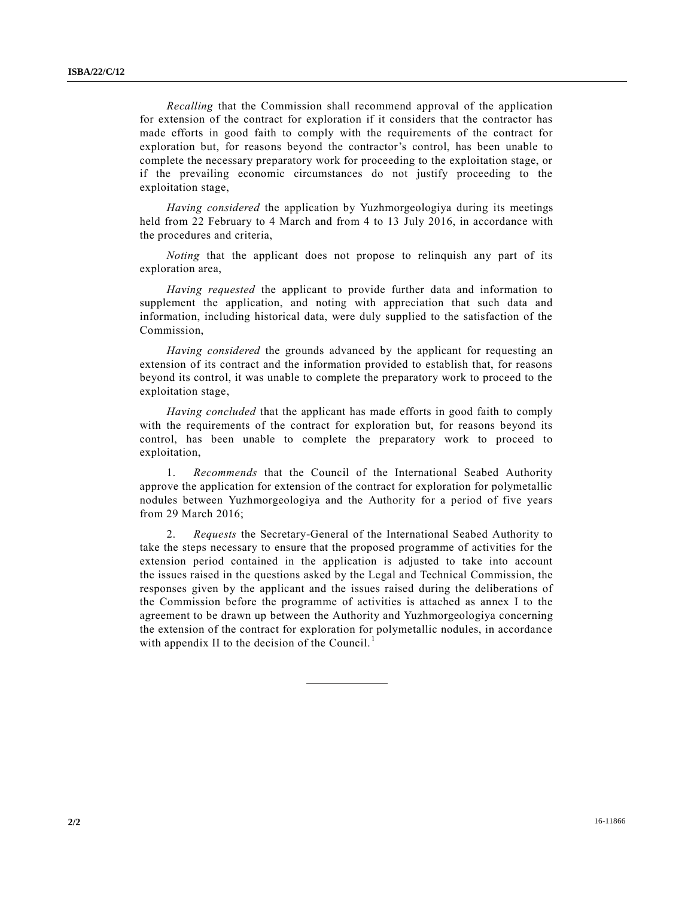*Recalling* that the Commission shall recommend approval of the application for extension of the contract for exploration if it considers that the contractor has made efforts in good faith to comply with the requirements of the contract for exploration but, for reasons beyond the contractor's control, has been unable to complete the necessary preparatory work for proceeding to the exploitation stage, or if the prevailing economic circumstances do not justify proceeding to the exploitation stage,

*Having considered* the application by Yuzhmorgeologiya during its meetings held from 22 February to 4 March and from 4 to 13 July 2016, in accordance with the procedures and criteria,

*Noting* that the applicant does not propose to relinquish any part of its exploration area,

*Having requested* the applicant to provide further data and information to supplement the application, and noting with appreciation that such data and information, including historical data, were duly supplied to the satisfaction of the Commission,

*Having considered* the grounds advanced by the applicant for requesting an extension of its contract and the information provided to establish that, for reasons beyond its control, it was unable to complete the preparatory work to proceed to the exploitation stage,

*Having concluded* that the applicant has made efforts in good faith to comply with the requirements of the contract for exploration but, for reasons beyond its control, has been unable to complete the preparatory work to proceed to exploitation,

1. *Recommends* that the Council of the International Seabed Authority approve the application for extension of the contract for exploration for polymetallic nodules between Yuzhmorgeologiya and the Authority for a period of five years from 29 March 2016;

2. *Requests* the Secretary-General of the International Seabed Authority to take the steps necessary to ensure that the proposed programme of activities for the extension period contained in the application is adjusted to take into account the issues raised in the questions asked by the Legal and Technical Commission, the responses given by the applicant and the issues raised during the deliberations of the Commission before the programme of activities is attached as annex I to the agreement to be drawn up between the Authority and Yuzhmorgeologiya concerning the extension of the contract for exploration for polymetallic nodules, in accordance with appendix II to the decision of the Council.[1]